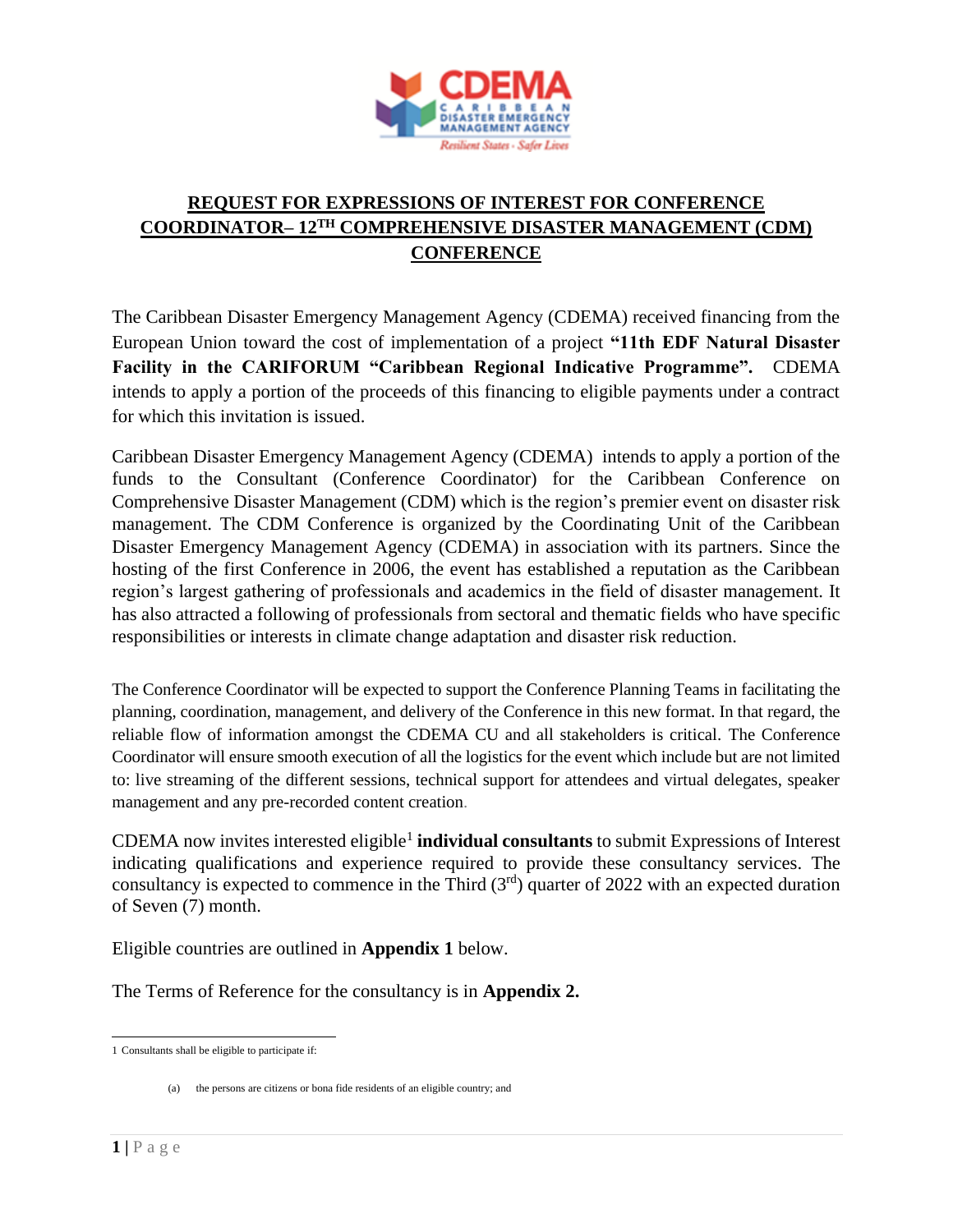# REQUEST FOR EXPRESSIONS OF INTEREST FOR CONFERENCE COORDINATOR– 12TH COMPREHENSIVE DISASTER MANAGEMENT (CDM) CONFERENCE

The Caribbean Disaster Emergency Management Agency (CDEMA) received financing from the European Union toward the cost of implementation of a project **"11th EDF Natural Disaster Facility in the CARIFORUM "Caribbean Regional Indicative Programme".** CDEMA intends to apply a portion of the proceeds of this financing to eligible payments under a contract for which this invitation is issued.

Caribbean Disaster Emergency Management Agency (CDEMA) intends to apply a portion of the funds to the Consultant (Conference Coordinator) for the Caribbean Conference on Comprehensive Disaster Management (CDM) which is the region's premier event on disaster risk management. The CDM Conference is organized by the Coordinating Unit of the Caribbean Disaster Emergency Management Agency (CDEMA) in association with its partners. Since the hosting of the first Conference in 2006, the event has established a reputation as the Caribbean region's largest gathering of professionals and academics in the field of disaster management. It has also attracted a following of professionals from sectoral and thematic fields who have specific responsibilities or interests in climate change adaptation and disaster risk reduction.

The Conference Coordinator will be expected to support the Conference Planning Teams in facilitating the planning, coordination, management, and delivery of the Conference in this new format. In that regard, the reliable flow of information amongst the CDEMA CU and all stakeholders is critical. The Conference Coordinator will ensure smooth execution of all the logistics for the event which include but are not limited to: live streaming of the different sessions, technical support for attendees and virtual delegates, speaker management and any pre-recorded content creation.

CDEMA now invites interested eligible[1] **individual consultants** to submit Expressions of Interest indicating qualifications and experience required to provide these consultancy services. The consultancy is expected to commence in the Third (3rd) quarter of 2022 with an expected duration of Seven (7) month.

Eligible countries are outlined in **Appendix 1** below.

The Terms of Reference for the consultancy is in **Appendix 2.**

---

1 Consultants shall be eligible to participate if:

(a) the persons are citizens or bona fide residents of an eligible country; and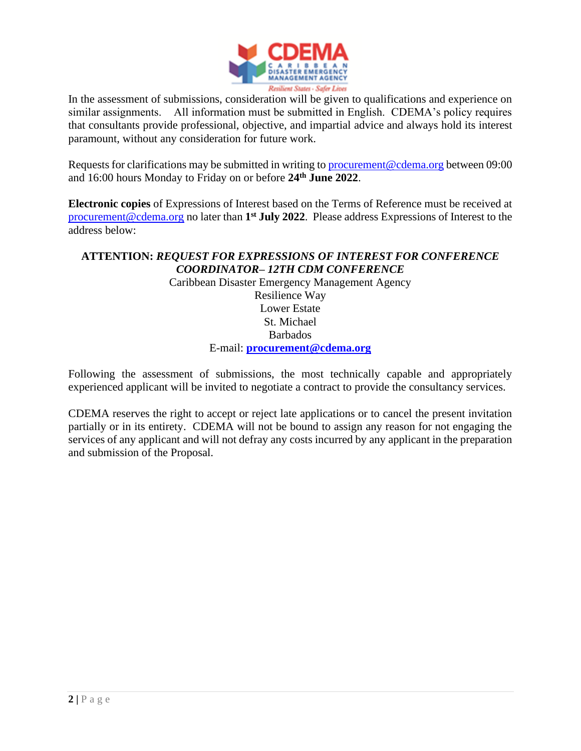In the assessment of submissions, consideration will be given to qualifications and experience on similar assignments. All information must be submitted in English. CDEMA's policy requires that consultants provide professional, objective, and impartial advice and always hold its interest paramount, without any consideration for future work.

Requests for clarifications may be submitted in writing to procurement@cdema.org between 09:00 and 16:00 hours Monday to Friday on or before **24th June 2022**.

**Electronic copies** of Expressions of Interest based on the Terms of Reference must be received at procurement@cdema.org no later than **1st July 2022**. Please address Expressions of Interest to the address below:

**ATTENTION: *REQUEST FOR EXPRESSIONS OF INTEREST FOR CONFERENCE COORDINATOR– 12TH CDM CONFERENCE***
Caribbean Disaster Emergency Management Agency
Resilience Way
Lower Estate
St. Michael
Barbados
E-mail: **procurement@cdema.org**

Following the assessment of submissions, the most technically capable and appropriately experienced applicant will be invited to negotiate a contract to provide the consultancy services.

CDEMA reserves the right to accept or reject late applications or to cancel the present invitation partially or in its entirety. CDEMA will not be bound to assign any reason for not engaging the services of any applicant and will not defray any costs incurred by any applicant in the preparation and submission of the Proposal.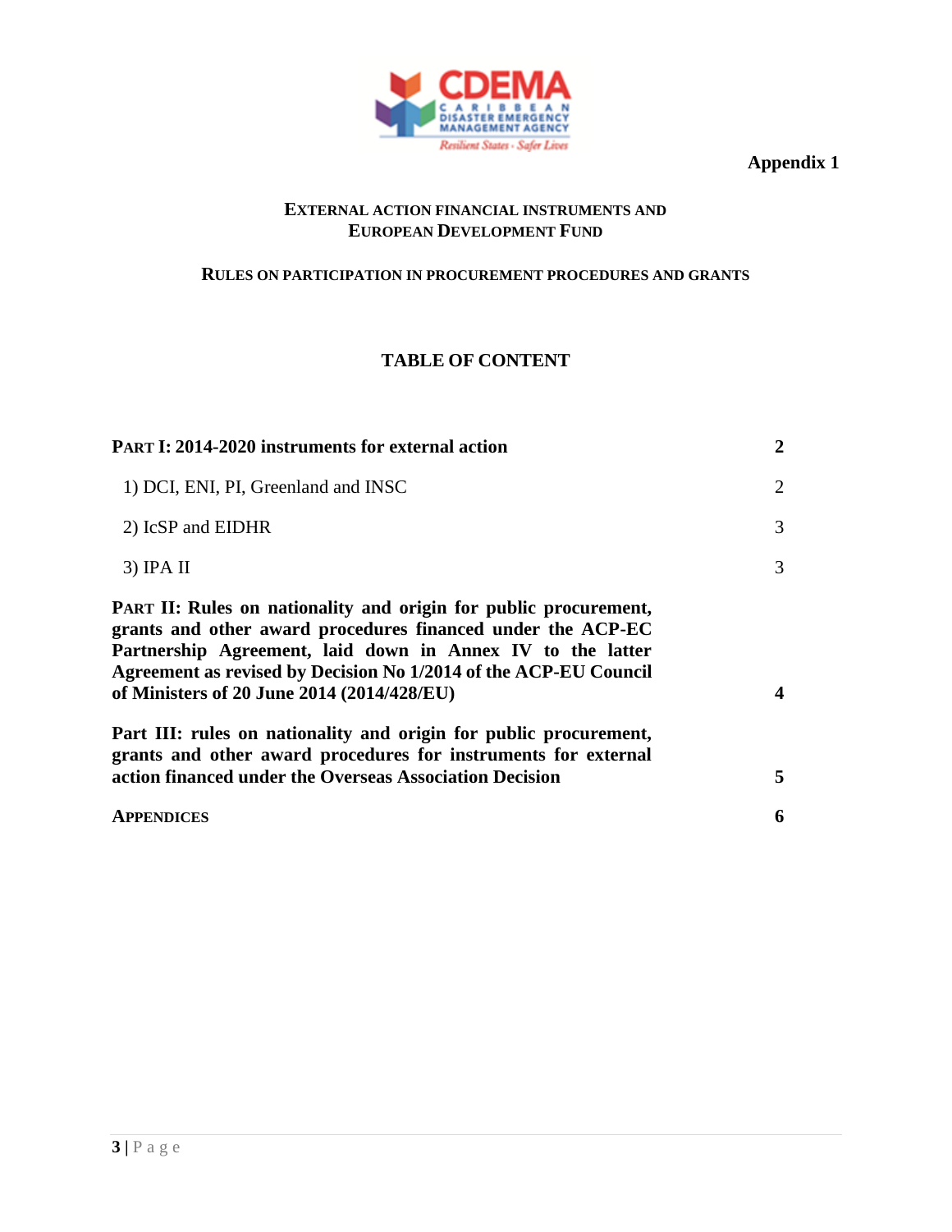**Appendix 1**

# External action financial instruments and European Development Fund

## Rules on participation in procurement procedures and grants

## TABLE OF CONTENT

| | |
|---|---|
| **Part I: 2014-2020 instruments for external action** | **2** |
| 1) DCI, ENI, PI, Greenland and INSC | 2 |
| 2) IcSP and EIDHR | 3 |
| 3) IPA II | 3 |
| **Part II: Rules on nationality and origin for public procurement, grants and other award procedures financed under the ACP-EC Partnership Agreement, laid down in Annex IV to the latter Agreement as revised by Decision No 1/2014 of the ACP-EU Council of Ministers of 20 June 2014 (2014/428/EU)** | **4** |
| **Part III: rules on nationality and origin for public procurement, grants and other award procedures for instruments for external action financed under the Overseas Association Decision** | **5** |
| **Appendices** | **6** |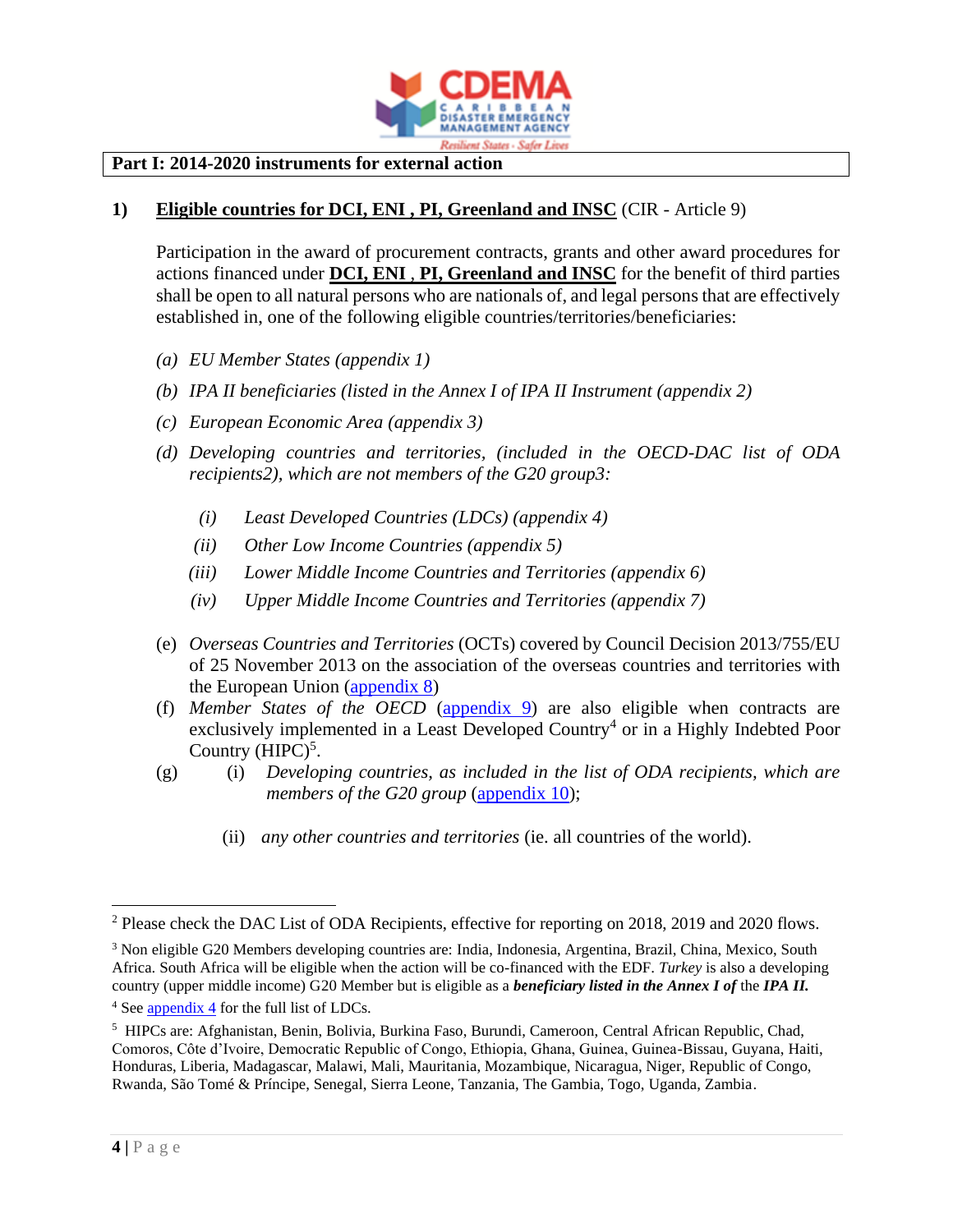**Part I: 2014-2020 instruments for external action**

## 1) <u>Eligible countries for DCI, ENI , PI, Greenland and INSC</u> (CIR - Article 9)

Participation in the award of procurement contracts, grants and other award procedures for actions financed under **<u>DCI, ENI , PI, Greenland and INSC</u>** for the benefit of third parties shall be open to all natural persons who are nationals of, and legal persons that are effectively established in, one of the following eligible countries/territories/beneficiaries:

*(a) EU Member States (appendix 1)*

*(b) IPA II beneficiaries (listed in the Annex I of IPA II Instrument (appendix 2)*

*(c) European Economic Area (appendix 3)*

*(d) Developing countries and territories, (included in the OECD-DAC list of ODA recipients2), which are not members of the G20 group3:*

- *(i) Least Developed Countries (LDCs) (appendix 4)*
- *(ii) Other Low Income Countries (appendix 5)*
- *(iii) Lower Middle Income Countries and Territories (appendix 6)*
- *(iv) Upper Middle Income Countries and Territories (appendix 7)*

(e) *Overseas Countries and Territories* (OCTs) covered by Council Decision 2013/755/EU of 25 November 2013 on the association of the overseas countries and territories with the European Union (appendix 8)

(f) *Member States of the OECD* (appendix 9) are also eligible when contracts are exclusively implemented in a Least Developed Country[4] or in a Highly Indebted Poor Country (HIPC)[5].

(g) (i) *Developing countries, as included in the list of ODA recipients, which are members of the G20 group* (appendix 10);

(ii) *any other countries and territories* (ie. all countries of the world).

---

[2] Please check the DAC List of ODA Recipients, effective for reporting on 2018, 2019 and 2020 flows.

[3] Non eligible G20 Members developing countries are: India, Indonesia, Argentina, Brazil, China, Mexico, South Africa. South Africa will be eligible when the action will be co-financed with the EDF. *Turkey* is also a developing country (upper middle income) G20 Member but is eligible as a ***beneficiary listed in the Annex I of*** the ***IPA II.***

[4] See appendix 4 for the full list of LDCs.

[5] HIPCs are: Afghanistan, Benin, Bolivia, Burkina Faso, Burundi, Cameroon, Central African Republic, Chad, Comoros, Côte d'Ivoire, Democratic Republic of Congo, Ethiopia, Ghana, Guinea, Guinea-Bissau, Guyana, Haiti, Honduras, Liberia, Madagascar, Malawi, Mali, Mauritania, Mozambique, Nicaragua, Niger, Republic of Congo, Rwanda, São Tomé & Príncipe, Senegal, Sierra Leone, Tanzania, The Gambia, Togo, Uganda, Zambia.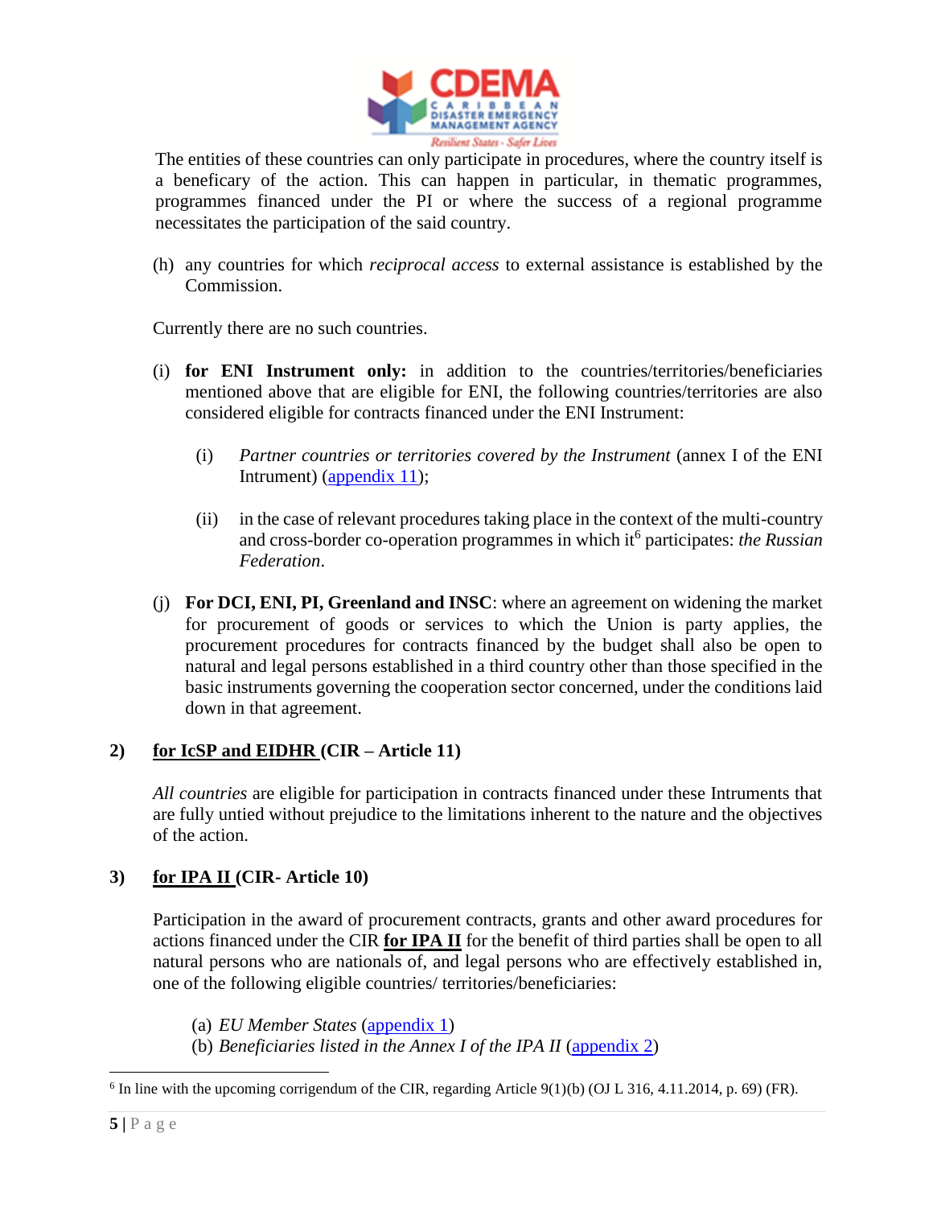The entities of these countries can only participate in procedures, where the country itself is a beneficary of the action. This can happen in particular, in thematic programmes, programmes financed under the PI or where the success of a regional programme necessitates the participation of the said country.

(h) any countries for which *reciprocal access* to external assistance is established by the Commission.

Currently there are no such countries.

(i) **for ENI Instrument only:** in addition to the countries/territories/beneficiaries mentioned above that are eligible for ENI, the following countries/territories are also considered eligible for contracts financed under the ENI Instrument:

   (i) *Partner countries or territories covered by the Instrument* (annex I of the ENI Intrument) (appendix 11);

   (ii) in the case of relevant procedures taking place in the context of the multi-country and cross-border co-operation programmes in which it[6] participates: *the Russian Federation*.

(j) **For DCI, ENI, PI, Greenland and INSC**: where an agreement on widening the market for procurement of goods or services to which the Union is party applies, the procurement procedures for contracts financed by the budget shall also be open to natural and legal persons established in a third country other than those specified in the basic instruments governing the cooperation sector concerned, under the conditions laid down in that agreement.

**2) <u>for IcSP and EIDHR</u> (CIR – Article 11)**

*All countries* are eligible for participation in contracts financed under these Intruments that are fully untied without prejudice to the limitations inherent to the nature and the objectives of the action.

**3) <u>for IPA II</u> (CIR- Article 10)**

Participation in the award of procurement contracts, grants and other award procedures for actions financed under the CIR **<u>for IPA II</u>** for the benefit of third parties shall be open to all natural persons who are nationals of, and legal persons who are effectively established in, one of the following eligible countries/ territories/beneficiaries:

(a) *EU Member States* (appendix 1)
(b) *Beneficiaries listed in the Annex I of the IPA II* (appendix 2)

---

[6] In line with the upcoming corrigendum of the CIR, regarding Article 9(1)(b) (OJ L 316, 4.11.2014, p. 69) (FR).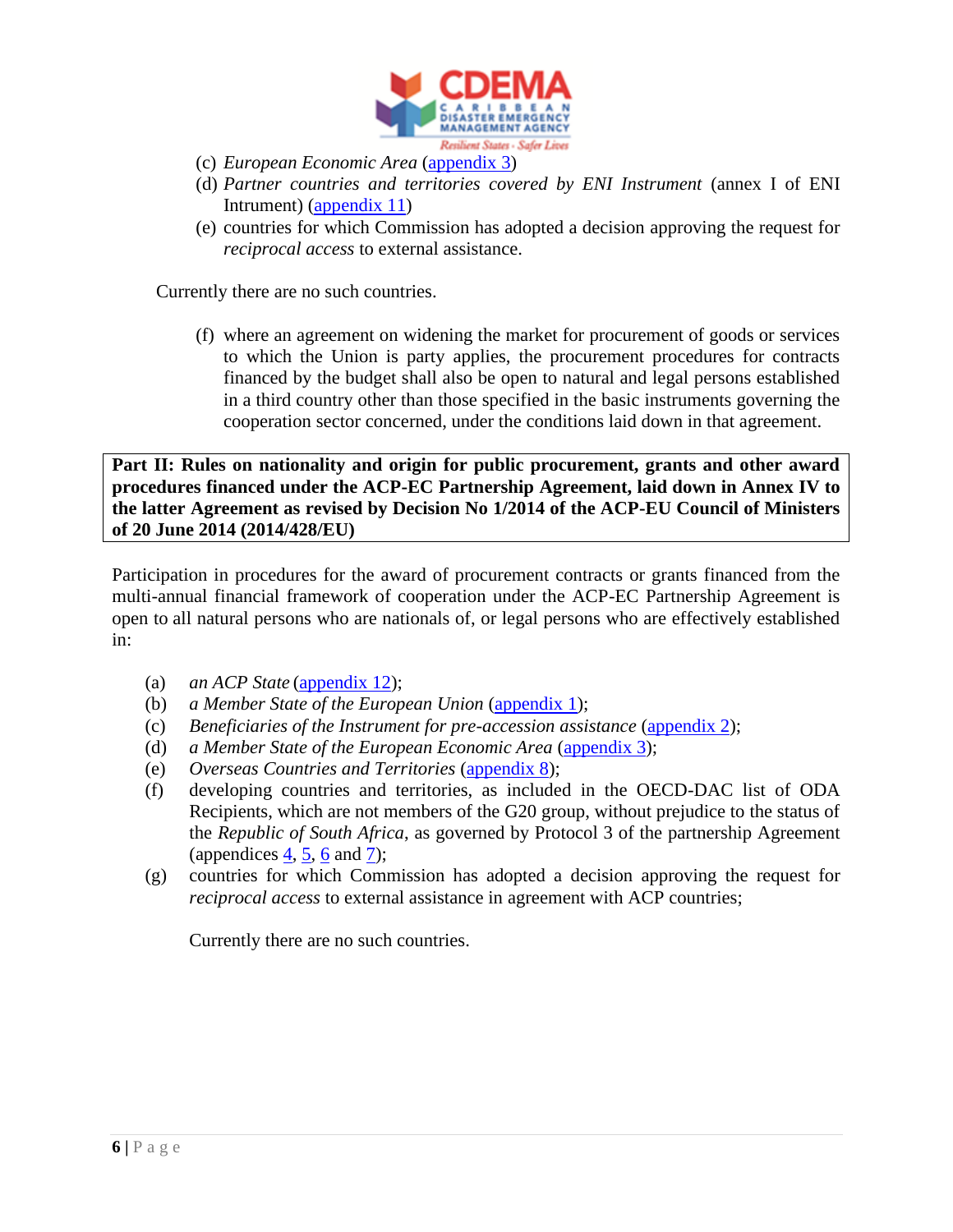(c) *European Economic Area* (appendix 3)

(d) *Partner countries and territories covered by ENI Instrument* (annex I of ENI Intrument) (appendix 11)

(e) countries for which Commission has adopted a decision approving the request for *reciprocal access* to external assistance.

Currently there are no such countries.

(f) where an agreement on widening the market for procurement of goods or services to which the Union is party applies, the procurement procedures for contracts financed by the budget shall also be open to natural and legal persons established in a third country other than those specified in the basic instruments governing the cooperation sector concerned, under the conditions laid down in that agreement.

**Part II: Rules on nationality and origin for public procurement, grants and other award procedures financed under the ACP-EC Partnership Agreement, laid down in Annex IV to the latter Agreement as revised by Decision No 1/2014 of the ACP-EU Council of Ministers of 20 June 2014 (2014/428/EU)**

Participation in procedures for the award of procurement contracts or grants financed from the multi-annual financial framework of cooperation under the ACP-EC Partnership Agreement is open to all natural persons who are nationals of, or legal persons who are effectively established in:

(a) *an ACP State* (appendix 12);

(b) *a Member State of the European Union* (appendix 1);

(c) *Beneficiaries of the Instrument for pre-accession assistance* (appendix 2);

(d) *a Member State of the European Economic Area* (appendix 3);

(e) *Overseas Countries and Territories* (appendix 8);

(f) developing countries and territories, as included in the OECD-DAC list of ODA Recipients, which are not members of the G20 group, without prejudice to the status of the *Republic of South Africa*, as governed by Protocol 3 of the partnership Agreement (appendices 4, 5, 6 and 7);

(g) countries for which Commission has adopted a decision approving the request for *reciprocal access* to external assistance in agreement with ACP countries;

Currently there are no such countries.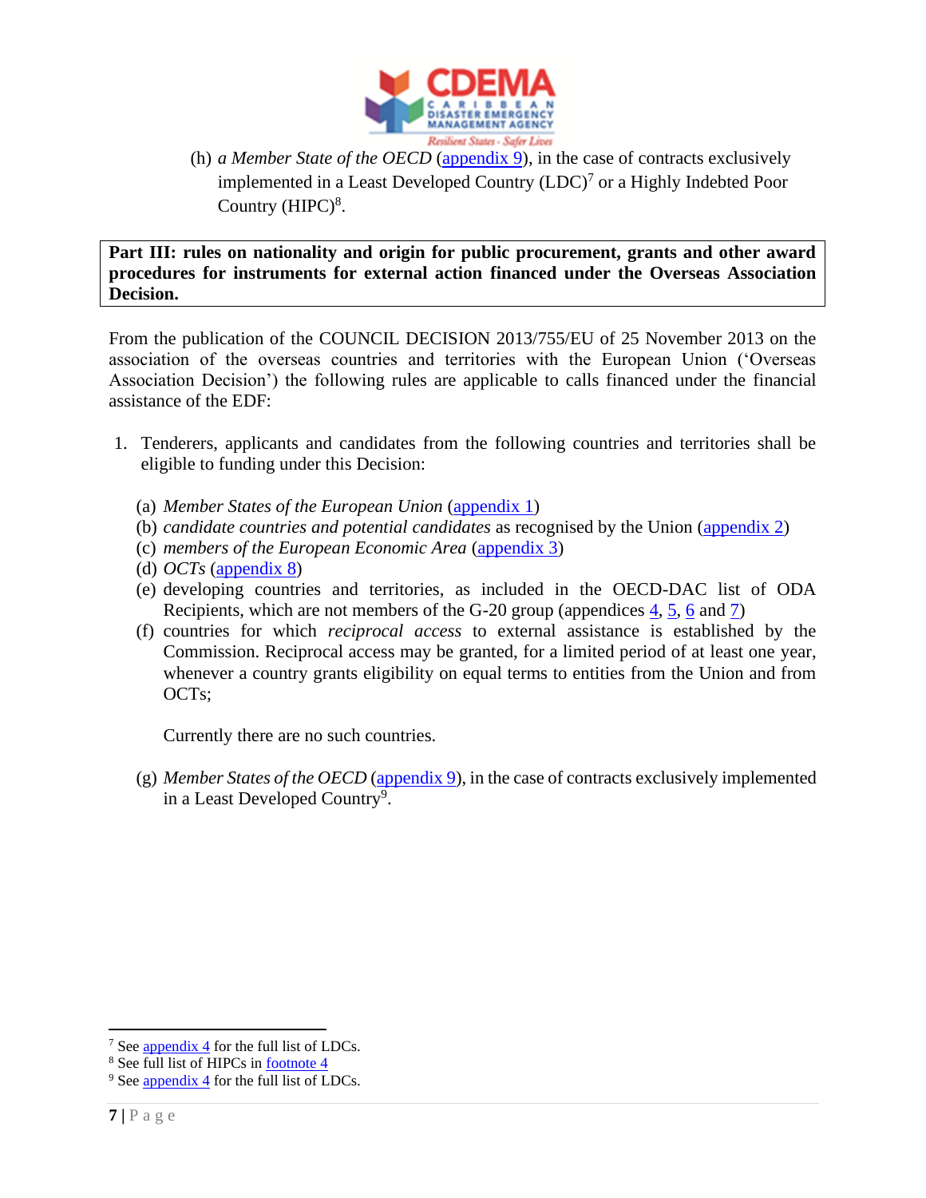(h) *a Member State of the OECD* (appendix 9), in the case of contracts exclusively implemented in a Least Developed Country (LDC)[7] or a Highly Indebted Poor Country (HIPC)[8].

**Part III: rules on nationality and origin for public procurement, grants and other award procedures for instruments for external action financed under the Overseas Association Decision.**

From the publication of the COUNCIL DECISION 2013/755/EU of 25 November 2013 on the association of the overseas countries and territories with the European Union ('Overseas Association Decision') the following rules are applicable to calls financed under the financial assistance of the EDF:

1. Tenderers, applicants and candidates from the following countries and territories shall be eligible to funding under this Decision:

   (a) *Member States of the European Union* (appendix 1)
   (b) *candidate countries and potential candidates* as recognised by the Union (appendix 2)
   (c) *members of the European Economic Area* (appendix 3)
   (d) *OCTs* (appendix 8)
   (e) developing countries and territories, as included in the OECD-DAC list of ODA Recipients, which are not members of the G-20 group (appendices 4, 5, 6 and 7)
   (f) countries for which *reciprocal access* to external assistance is established by the Commission. Reciprocal access may be granted, for a limited period of at least one year, whenever a country grants eligibility on equal terms to entities from the Union and from OCTs;

   Currently there are no such countries.

   (g) *Member States of the OECD* (appendix 9), in the case of contracts exclusively implemented in a Least Developed Country[9].

---

[7] See appendix 4 for the full list of LDCs.
[8] See full list of HIPCs in footnote 4
[9] See appendix 4 for the full list of LDCs.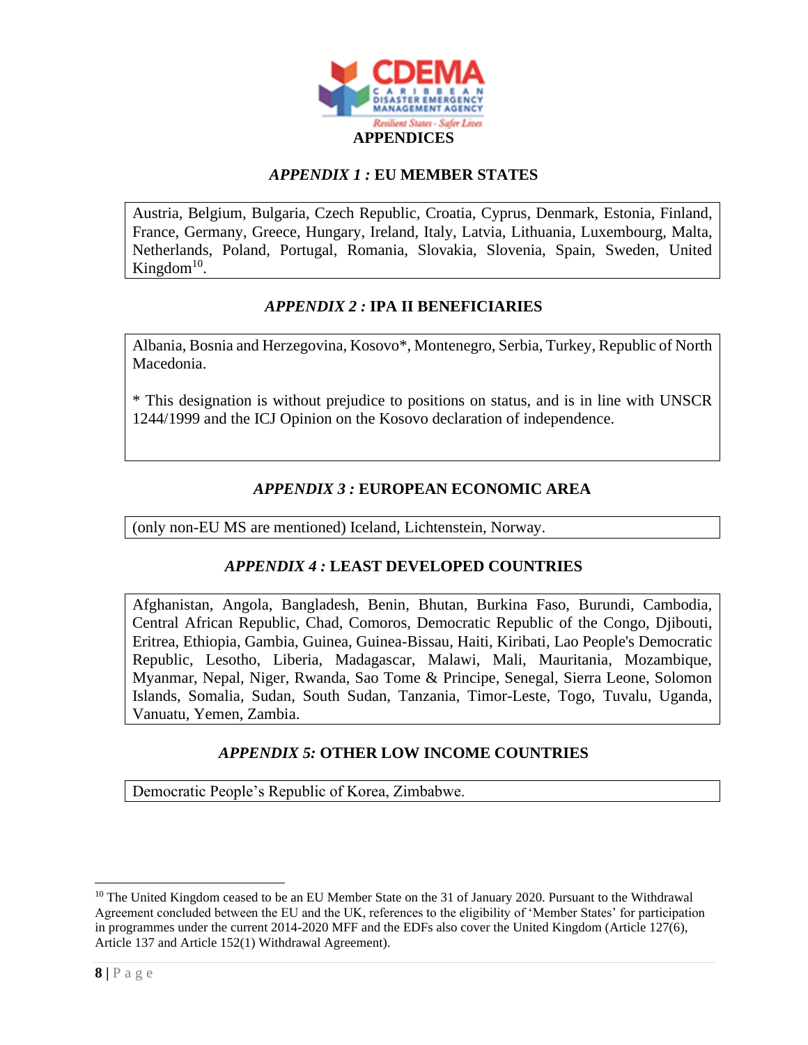## APPENDICES

### *APPENDIX 1 :* EU MEMBER STATES

Austria, Belgium, Bulgaria, Czech Republic, Croatia, Cyprus, Denmark, Estonia, Finland, France, Germany, Greece, Hungary, Ireland, Italy, Latvia, Lithuania, Luxembourg, Malta, Netherlands, Poland, Portugal, Romania, Slovakia, Slovenia, Spain, Sweden, United Kingdom[10].

### *APPENDIX 2 :* IPA II BENEFICIARIES

Albania, Bosnia and Herzegovina, Kosovo*, Montenegro, Serbia, Turkey, Republic of North Macedonia.

* This designation is without prejudice to positions on status, and is in line with UNSCR 1244/1999 and the ICJ Opinion on the Kosovo declaration of independence.

### *APPENDIX 3 :* EUROPEAN ECONOMIC AREA

(only non-EU MS are mentioned) Iceland, Lichtenstein, Norway.

### *APPENDIX 4 :* LEAST DEVELOPED COUNTRIES

Afghanistan, Angola, Bangladesh, Benin, Bhutan, Burkina Faso, Burundi, Cambodia, Central African Republic, Chad, Comoros, Democratic Republic of the Congo, Djibouti, Eritrea, Ethiopia, Gambia, Guinea, Guinea-Bissau, Haiti, Kiribati, Lao People's Democratic Republic, Lesotho, Liberia, Madagascar, Malawi, Mali, Mauritania, Mozambique, Myanmar, Nepal, Niger, Rwanda, Sao Tome & Principe, Senegal, Sierra Leone, Solomon Islands, Somalia, Sudan, South Sudan, Tanzania, Timor-Leste, Togo, Tuvalu, Uganda, Vanuatu, Yemen, Zambia.

### *APPENDIX 5:* OTHER LOW INCOME COUNTRIES

Democratic People's Republic of Korea, Zimbabwe.

---

[10] The United Kingdom ceased to be an EU Member State on the 31 of January 2020. Pursuant to the Withdrawal Agreement concluded between the EU and the UK, references to the eligibility of 'Member States' for participation in programmes under the current 2014-2020 MFF and the EDFs also cover the United Kingdom (Article 127(6), Article 137 and Article 152(1) Withdrawal Agreement).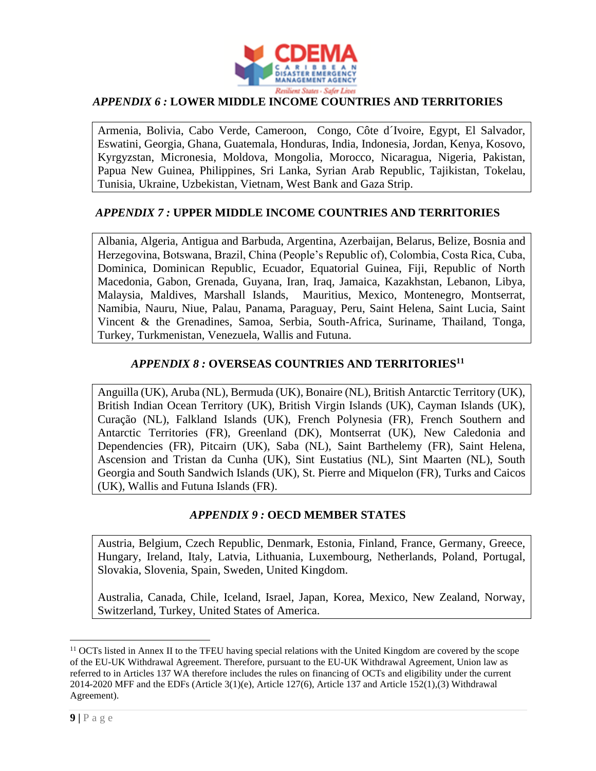## *APPENDIX 6 :* LOWER MIDDLE INCOME COUNTRIES AND TERRITORIES

Armenia, Bolivia, Cabo Verde, Cameroon, Congo, Côte d´Ivoire, Egypt, El Salvador, Eswatini, Georgia, Ghana, Guatemala, Honduras, India, Indonesia, Jordan, Kenya, Kosovo, Kyrgyzstan, Micronesia, Moldova, Mongolia, Morocco, Nicaragua, Nigeria, Pakistan, Papua New Guinea, Philippines, Sri Lanka, Syrian Arab Republic, Tajikistan, Tokelau, Tunisia, Ukraine, Uzbekistan, Vietnam, West Bank and Gaza Strip.

## *APPENDIX 7 :* UPPER MIDDLE INCOME COUNTRIES AND TERRITORIES

Albania, Algeria, Antigua and Barbuda, Argentina, Azerbaijan, Belarus, Belize, Bosnia and Herzegovina, Botswana, Brazil, China (People's Republic of), Colombia, Costa Rica, Cuba, Dominica, Dominican Republic, Ecuador, Equatorial Guinea, Fiji, Republic of North Macedonia, Gabon, Grenada, Guyana, Iran, Iraq, Jamaica, Kazakhstan, Lebanon, Libya, Malaysia, Maldives, Marshall Islands, Mauritius, Mexico, Montenegro, Montserrat, Namibia, Nauru, Niue, Palau, Panama, Paraguay, Peru, Saint Helena, Saint Lucia, Saint Vincent & the Grenadines, Samoa, Serbia, South-Africa, Suriname, Thailand, Tonga, Turkey, Turkmenistan, Venezuela, Wallis and Futuna.

## *APPENDIX 8 :* OVERSEAS COUNTRIES AND TERRITORIES[11]

Anguilla (UK), Aruba (NL), Bermuda (UK), Bonaire (NL), British Antarctic Territory (UK), British Indian Ocean Territory (UK), British Virgin Islands (UK), Cayman Islands (UK), Curação (NL), Falkland Islands (UK), French Polynesia (FR), French Southern and Antarctic Territories (FR), Greenland (DK), Montserrat (UK), New Caledonia and Dependencies (FR), Pitcairn (UK), Saba (NL), Saint Barthelemy (FR), Saint Helena, Ascension and Tristan da Cunha (UK), Sint Eustatius (NL), Sint Maarten (NL), South Georgia and South Sandwich Islands (UK), St. Pierre and Miquelon (FR), Turks and Caicos (UK), Wallis and Futuna Islands (FR).

## *APPENDIX 9 :* OECD MEMBER STATES

Austria, Belgium, Czech Republic, Denmark, Estonia, Finland, France, Germany, Greece, Hungary, Ireland, Italy, Latvia, Lithuania, Luxembourg, Netherlands, Poland, Portugal, Slovakia, Slovenia, Spain, Sweden, United Kingdom.

Australia, Canada, Chile, Iceland, Israel, Japan, Korea, Mexico, New Zealand, Norway, Switzerland, Turkey, United States of America.

---

[11] OCTs listed in Annex II to the TFEU having special relations with the United Kingdom are covered by the scope of the EU-UK Withdrawal Agreement. Therefore, pursuant to the EU-UK Withdrawal Agreement, Union law as referred to in Articles 137 WA therefore includes the rules on financing of OCTs and eligibility under the current 2014-2020 MFF and the EDFs (Article 3(1)(e), Article 127(6), Article 137 and Article 152(1),(3) Withdrawal Agreement).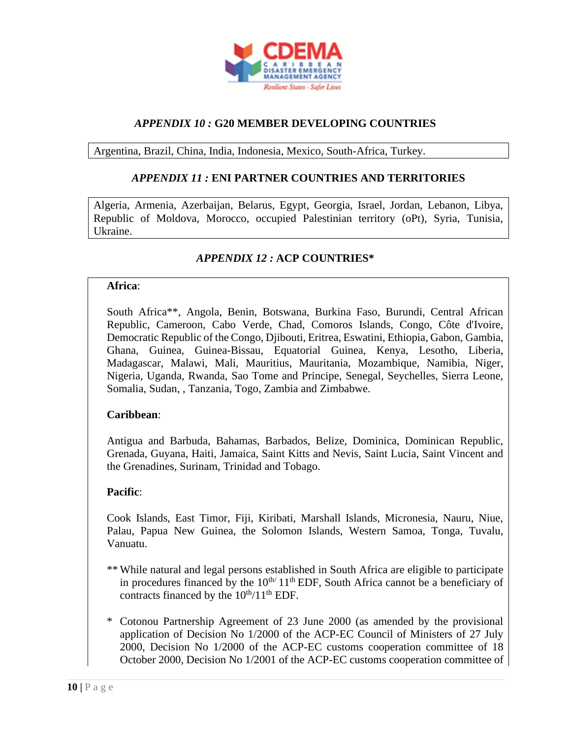## *APPENDIX 10 :* G20 MEMBER DEVELOPING COUNTRIES

Argentina, Brazil, China, India, Indonesia, Mexico, South-Africa, Turkey.

## *APPENDIX 11 :* ENI PARTNER COUNTRIES AND TERRITORIES

Algeria, Armenia, Azerbaijan, Belarus, Egypt, Georgia, Israel, Jordan, Lebanon, Libya, Republic of Moldova, Morocco, occupied Palestinian territory (oPt), Syria, Tunisia, Ukraine.

## *APPENDIX 12 :* ACP COUNTRIES*

**Africa**:

South Africa**, Angola, Benin, Botswana, Burkina Faso, Burundi, Central African Republic, Cameroon, Cabo Verde, Chad, Comoros Islands, Congo, Côte d'Ivoire, Democratic Republic of the Congo, Djibouti, Eritrea, Eswatini, Ethiopia, Gabon, Gambia, Ghana, Guinea, Guinea-Bissau, Equatorial Guinea, Kenya, Lesotho, Liberia, Madagascar, Malawi, Mali, Mauritius, Mauritania, Mozambique, Namibia, Niger, Nigeria, Uganda, Rwanda, Sao Tome and Principe, Senegal, Seychelles, Sierra Leone, Somalia, Sudan, , Tanzania, Togo, Zambia and Zimbabwe.

**Caribbean**:

Antigua and Barbuda, Bahamas, Barbados, Belize, Dominica, Dominican Republic, Grenada, Guyana, Haiti, Jamaica, Saint Kitts and Nevis, Saint Lucia, Saint Vincent and the Grenadines, Surinam, Trinidad and Tobago.

**Pacific**:

Cook Islands, East Timor, Fiji, Kiribati, Marshall Islands, Micronesia, Nauru, Niue, Palau, Papua New Guinea, the Solomon Islands, Western Samoa, Tonga, Tuvalu, Vanuatu.

** While natural and legal persons established in South Africa are eligible to participate in procedures financed by the 10th/ 11th EDF, South Africa cannot be a beneficiary of contracts financed by the 10th/11th EDF.

\* Cotonou Partnership Agreement of 23 June 2000 (as amended by the provisional application of Decision No 1/2000 of the ACP-EC Council of Ministers of 27 July 2000, Decision No 1/2000 of the ACP-EC customs cooperation committee of 18 October 2000, Decision No 1/2001 of the ACP-EC customs cooperation committee of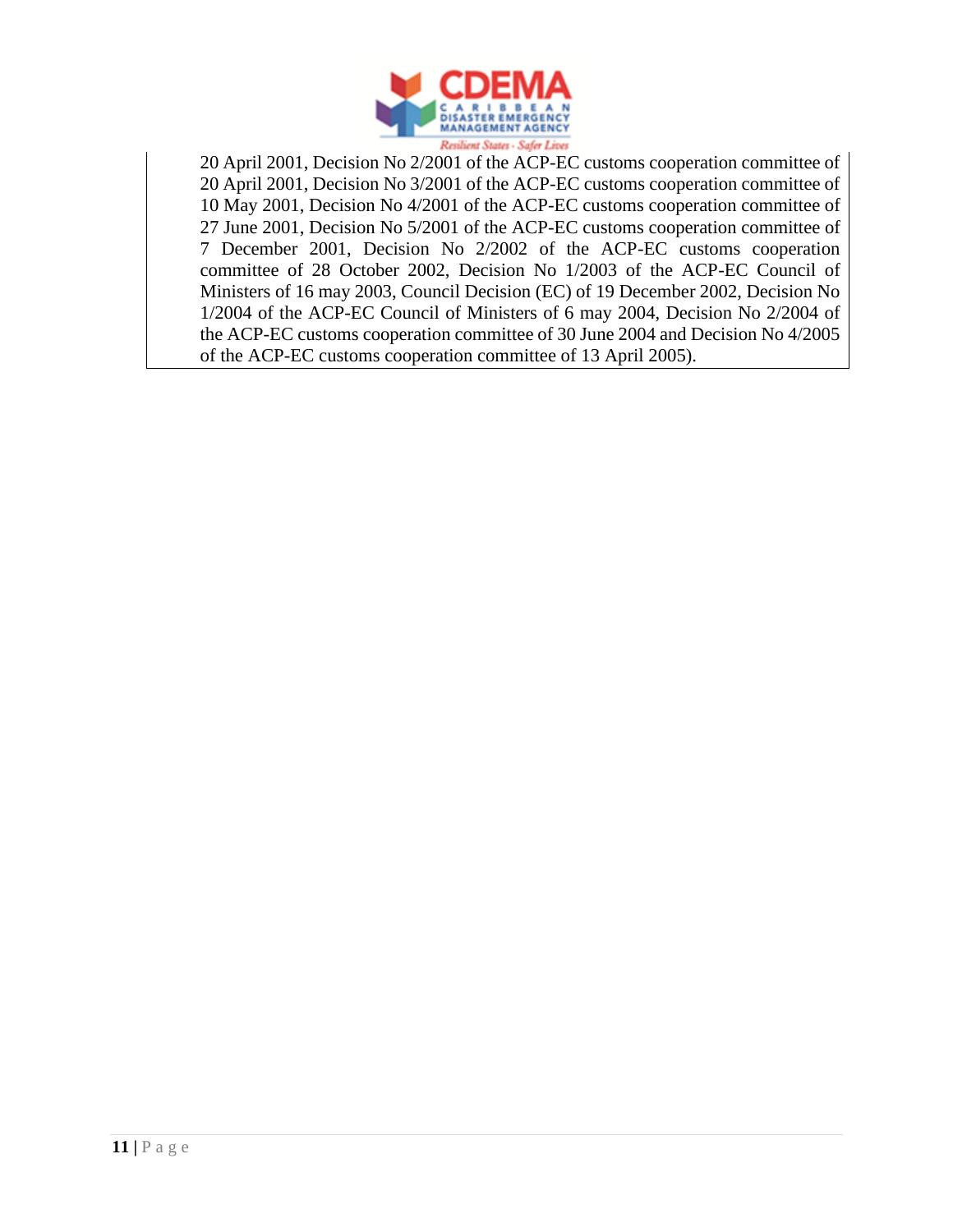20 April 2001, Decision No 2/2001 of the ACP-EC customs cooperation committee of 20 April 2001, Decision No 3/2001 of the ACP-EC customs cooperation committee of 10 May 2001, Decision No 4/2001 of the ACP-EC customs cooperation committee of 27 June 2001, Decision No 5/2001 of the ACP-EC customs cooperation committee of 7 December 2001, Decision No 2/2002 of the ACP-EC customs cooperation committee of 28 October 2002, Decision No 1/2003 of the ACP-EC Council of Ministers of 16 may 2003, Council Decision (EC) of 19 December 2002, Decision No 1/2004 of the ACP-EC Council of Ministers of 6 may 2004, Decision No 2/2004 of the ACP-EC customs cooperation committee of 30 June 2004 and Decision No 4/2005 of the ACP-EC customs cooperation committee of 13 April 2005).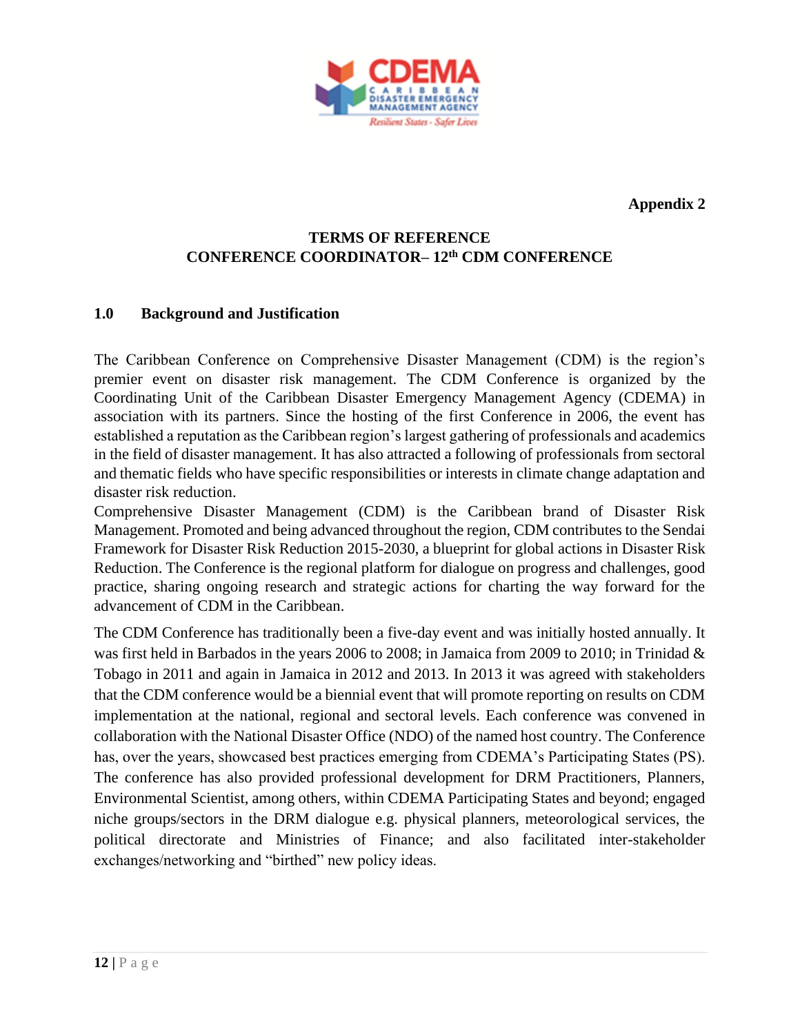**Appendix 2**

**TERMS OF REFERENCE**
**CONFERENCE COORDINATOR– 12th CDM CONFERENCE**

## 1.0 Background and Justification

The Caribbean Conference on Comprehensive Disaster Management (CDM) is the region's premier event on disaster risk management. The CDM Conference is organized by the Coordinating Unit of the Caribbean Disaster Emergency Management Agency (CDEMA) in association with its partners. Since the hosting of the first Conference in 2006, the event has established a reputation as the Caribbean region's largest gathering of professionals and academics in the field of disaster management. It has also attracted a following of professionals from sectoral and thematic fields who have specific responsibilities or interests in climate change adaptation and disaster risk reduction.

Comprehensive Disaster Management (CDM) is the Caribbean brand of Disaster Risk Management. Promoted and being advanced throughout the region, CDM contributes to the Sendai Framework for Disaster Risk Reduction 2015-2030, a blueprint for global actions in Disaster Risk Reduction. The Conference is the regional platform for dialogue on progress and challenges, good practice, sharing ongoing research and strategic actions for charting the way forward for the advancement of CDM in the Caribbean.

The CDM Conference has traditionally been a five-day event and was initially hosted annually. It was first held in Barbados in the years 2006 to 2008; in Jamaica from 2009 to 2010; in Trinidad & Tobago in 2011 and again in Jamaica in 2012 and 2013. In 2013 it was agreed with stakeholders that the CDM conference would be a biennial event that will promote reporting on results on CDM implementation at the national, regional and sectoral levels. Each conference was convened in collaboration with the National Disaster Office (NDO) of the named host country. The Conference has, over the years, showcased best practices emerging from CDEMA's Participating States (PS). The conference has also provided professional development for DRM Practitioners, Planners, Environmental Scientist, among others, within CDEMA Participating States and beyond; engaged niche groups/sectors in the DRM dialogue e.g. physical planners, meteorological services, the political directorate and Ministries of Finance; and also facilitated inter-stakeholder exchanges/networking and "birthed" new policy ideas.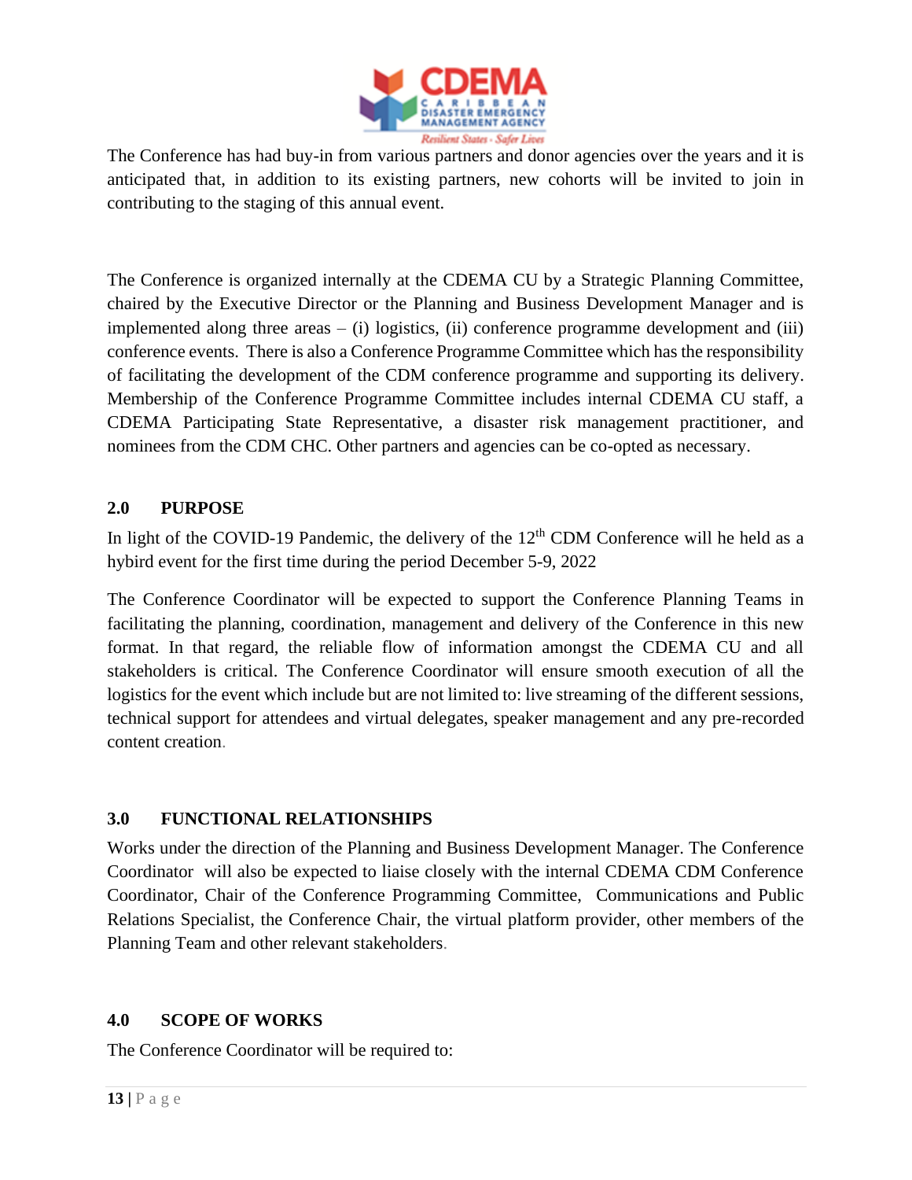The Conference has had buy-in from various partners and donor agencies over the years and it is anticipated that, in addition to its existing partners, new cohorts will be invited to join in contributing to the staging of this annual event.

The Conference is organized internally at the CDEMA CU by a Strategic Planning Committee, chaired by the Executive Director or the Planning and Business Development Manager and is implemented along three areas – (i) logistics, (ii) conference programme development and (iii) conference events. There is also a Conference Programme Committee which has the responsibility of facilitating the development of the CDM conference programme and supporting its delivery. Membership of the Conference Programme Committee includes internal CDEMA CU staff, a CDEMA Participating State Representative, a disaster risk management practitioner, and nominees from the CDM CHC. Other partners and agencies can be co-opted as necessary.

## 2.0 PURPOSE

In light of the COVID-19 Pandemic, the delivery of the 12th CDM Conference will he held as a hybird event for the first time during the period December 5-9, 2022

The Conference Coordinator will be expected to support the Conference Planning Teams in facilitating the planning, coordination, management and delivery of the Conference in this new format. In that regard, the reliable flow of information amongst the CDEMA CU and all stakeholders is critical. The Conference Coordinator will ensure smooth execution of all the logistics for the event which include but are not limited to: live streaming of the different sessions, technical support for attendees and virtual delegates, speaker management and any pre-recorded content creation.

## 3.0 FUNCTIONAL RELATIONSHIPS

Works under the direction of the Planning and Business Development Manager. The Conference Coordinator will also be expected to liaise closely with the internal CDEMA CDM Conference Coordinator, Chair of the Conference Programming Committee, Communications and Public Relations Specialist, the Conference Chair, the virtual platform provider, other members of the Planning Team and other relevant stakeholders.

## 4.0 SCOPE OF WORKS

The Conference Coordinator will be required to: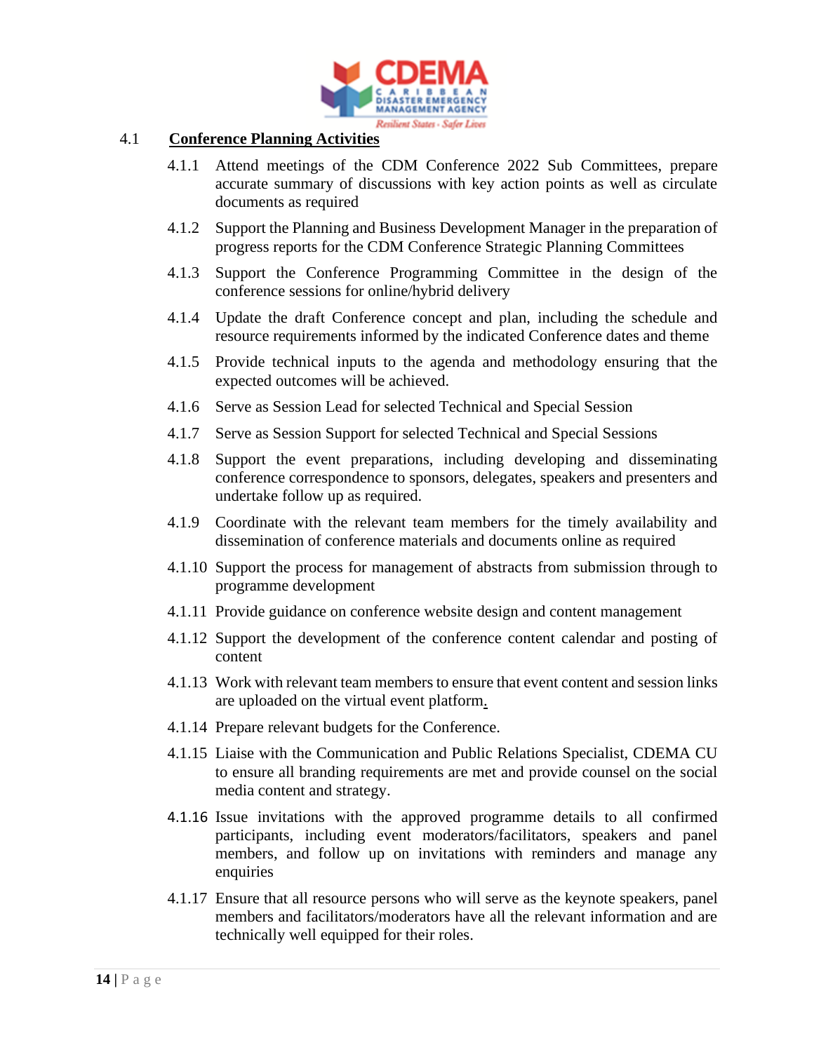## 4.1 Conference Planning Activities

4.1.1 Attend meetings of the CDM Conference 2022 Sub Committees, prepare accurate summary of discussions with key action points as well as circulate documents as required

4.1.2 Support the Planning and Business Development Manager in the preparation of progress reports for the CDM Conference Strategic Planning Committees

4.1.3 Support the Conference Programming Committee in the design of the conference sessions for online/hybrid delivery

4.1.4 Update the draft Conference concept and plan, including the schedule and resource requirements informed by the indicated Conference dates and theme

4.1.5 Provide technical inputs to the agenda and methodology ensuring that the expected outcomes will be achieved.

4.1.6 Serve as Session Lead for selected Technical and Special Session

4.1.7 Serve as Session Support for selected Technical and Special Sessions

4.1.8 Support the event preparations, including developing and disseminating conference correspondence to sponsors, delegates, speakers and presenters and undertake follow up as required.

4.1.9 Coordinate with the relevant team members for the timely availability and dissemination of conference materials and documents online as required

4.1.10 Support the process for management of abstracts from submission through to programme development

4.1.11 Provide guidance on conference website design and content management

4.1.12 Support the development of the conference content calendar and posting of content

4.1.13 Work with relevant team members to ensure that event content and session links are uploaded on the virtual event platform.

4.1.14 Prepare relevant budgets for the Conference.

4.1.15 Liaise with the Communication and Public Relations Specialist, CDEMA CU to ensure all branding requirements are met and provide counsel on the social media content and strategy.

4.1.16 Issue invitations with the approved programme details to all confirmed participants, including event moderators/facilitators, speakers and panel members, and follow up on invitations with reminders and manage any enquiries

4.1.17 Ensure that all resource persons who will serve as the keynote speakers, panel members and facilitators/moderators have all the relevant information and are technically well equipped for their roles.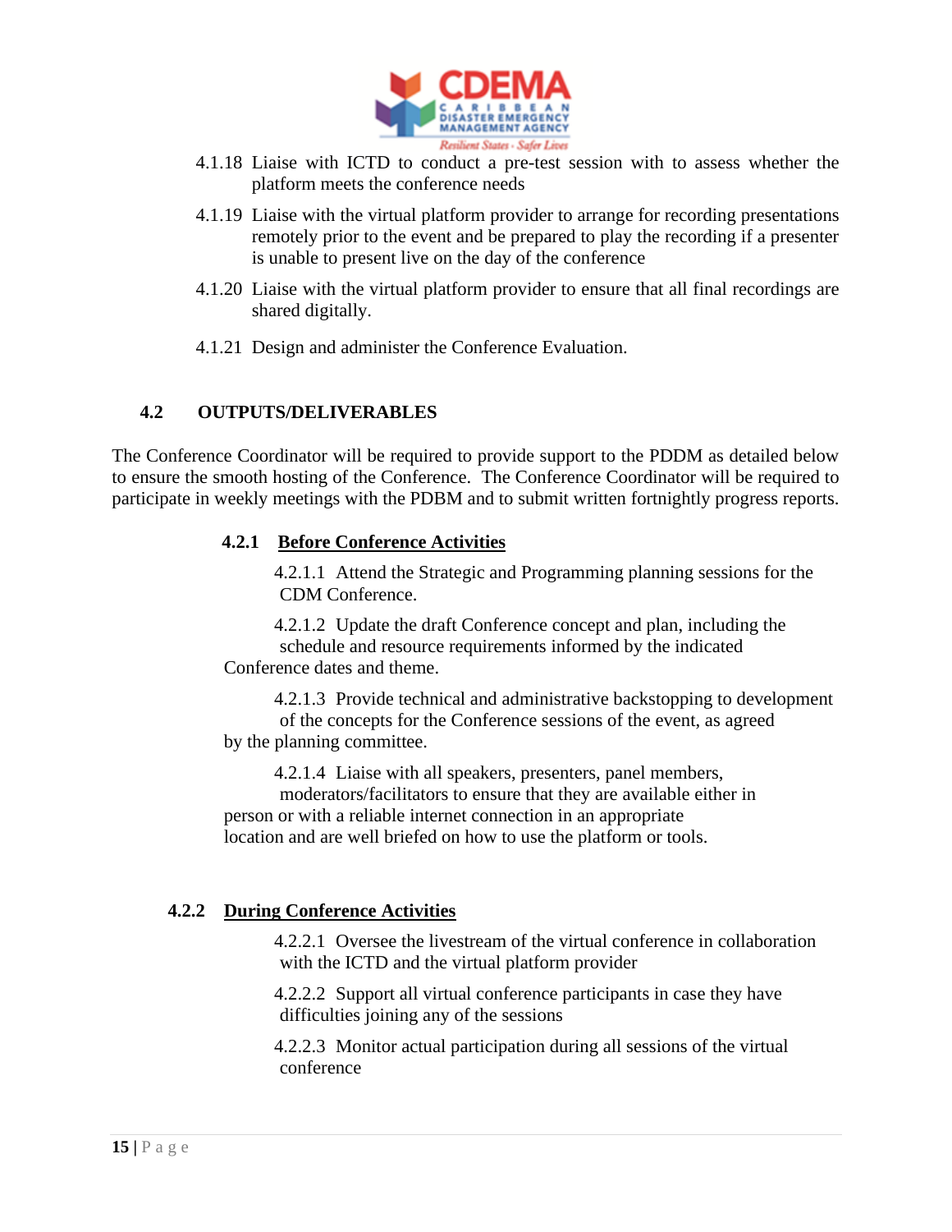4.1.18 Liaise with ICTD to conduct a pre-test session with to assess whether the platform meets the conference needs

4.1.19 Liaise with the virtual platform provider to arrange for recording presentations remotely prior to the event and be prepared to play the recording if a presenter is unable to present live on the day of the conference

4.1.20 Liaise with the virtual platform provider to ensure that all final recordings are shared digitally.

4.1.21 Design and administer the Conference Evaluation.

## 4.2 OUTPUTS/DELIVERABLES

The Conference Coordinator will be required to provide support to the PDDM as detailed below to ensure the smooth hosting of the Conference. The Conference Coordinator will be required to participate in weekly meetings with the PDBM and to submit written fortnightly progress reports.

### 4.2.1 <u>Before Conference Activities</u>

4.2.1.1 Attend the Strategic and Programming planning sessions for the CDM Conference.

4.2.1.2 Update the draft Conference concept and plan, including the schedule and resource requirements informed by the indicated Conference dates and theme.

4.2.1.3 Provide technical and administrative backstopping to development of the concepts for the Conference sessions of the event, as agreed by the planning committee.

4.2.1.4 Liaise with all speakers, presenters, panel members, moderators/facilitators to ensure that they are available either in person or with a reliable internet connection in an appropriate location and are well briefed on how to use the platform or tools.

### 4.2.2 <u>During Conference Activities</u>

4.2.2.1 Oversee the livestream of the virtual conference in collaboration with the ICTD and the virtual platform provider

4.2.2.2 Support all virtual conference participants in case they have difficulties joining any of the sessions

4.2.2.3 Monitor actual participation during all sessions of the virtual conference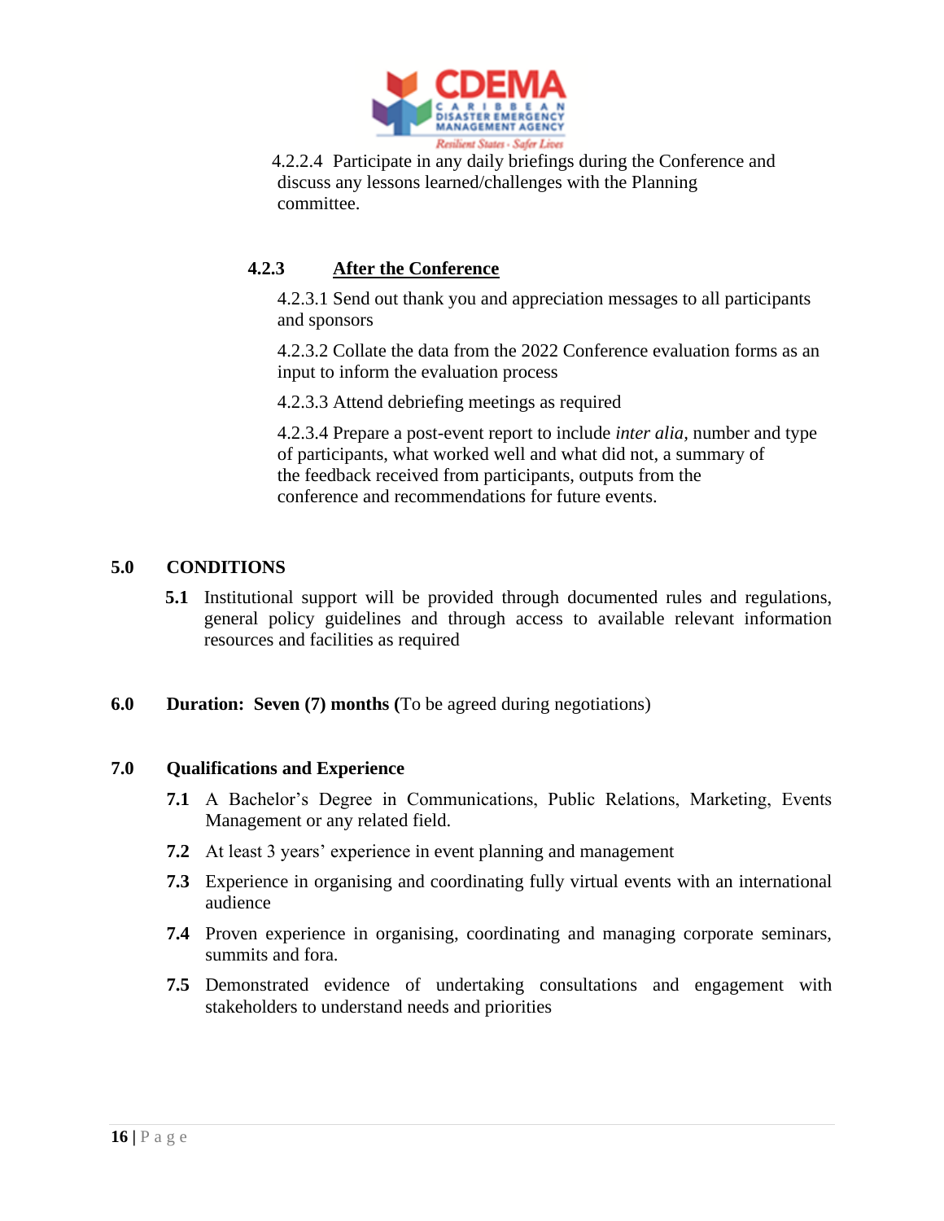4.2.2.4 Participate in any daily briefings during the Conference and discuss any lessons learned/challenges with the Planning committee.

### 4.2.3 After the Conference

4.2.3.1 Send out thank you and appreciation messages to all participants and sponsors

4.2.3.2 Collate the data from the 2022 Conference evaluation forms as an input to inform the evaluation process

4.2.3.3 Attend debriefing meetings as required

4.2.3.4 Prepare a post-event report to include *inter alia*, number and type of participants, what worked well and what did not, a summary of the feedback received from participants, outputs from the conference and recommendations for future events.

## 5.0 CONDITIONS

**5.1** Institutional support will be provided through documented rules and regulations, general policy guidelines and through access to available relevant information resources and facilities as required

## 6.0 Duration: Seven (7) months (To be agreed during negotiations)

## 7.0 Qualifications and Experience

**7.1** A Bachelor's Degree in Communications, Public Relations, Marketing, Events Management or any related field.

**7.2** At least 3 years' experience in event planning and management

**7.3** Experience in organising and coordinating fully virtual events with an international audience

**7.4** Proven experience in organising, coordinating and managing corporate seminars, summits and fora.

**7.5** Demonstrated evidence of undertaking consultations and engagement with stakeholders to understand needs and priorities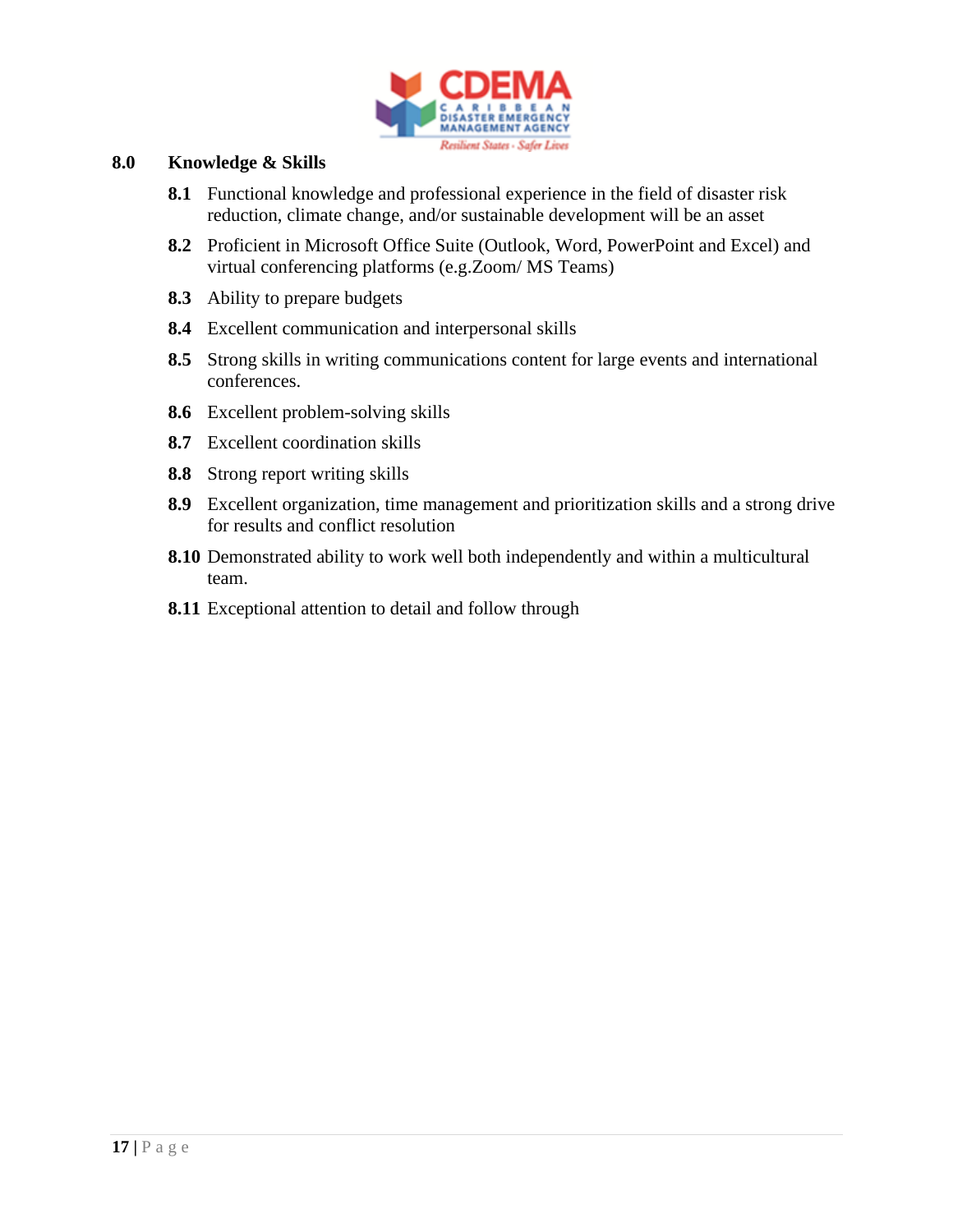## 8.0 Knowledge & Skills

**8.1** Functional knowledge and professional experience in the field of disaster risk reduction, climate change, and/or sustainable development will be an asset

**8.2** Proficient in Microsoft Office Suite (Outlook, Word, PowerPoint and Excel) and virtual conferencing platforms (e.g.Zoom/ MS Teams)

**8.3** Ability to prepare budgets

**8.4** Excellent communication and interpersonal skills

**8.5** Strong skills in writing communications content for large events and international conferences.

**8.6** Excellent problem-solving skills

**8.7** Excellent coordination skills

**8.8** Strong report writing skills

**8.9** Excellent organization, time management and prioritization skills and a strong drive for results and conflict resolution

**8.10** Demonstrated ability to work well both independently and within a multicultural team.

**8.11** Exceptional attention to detail and follow through